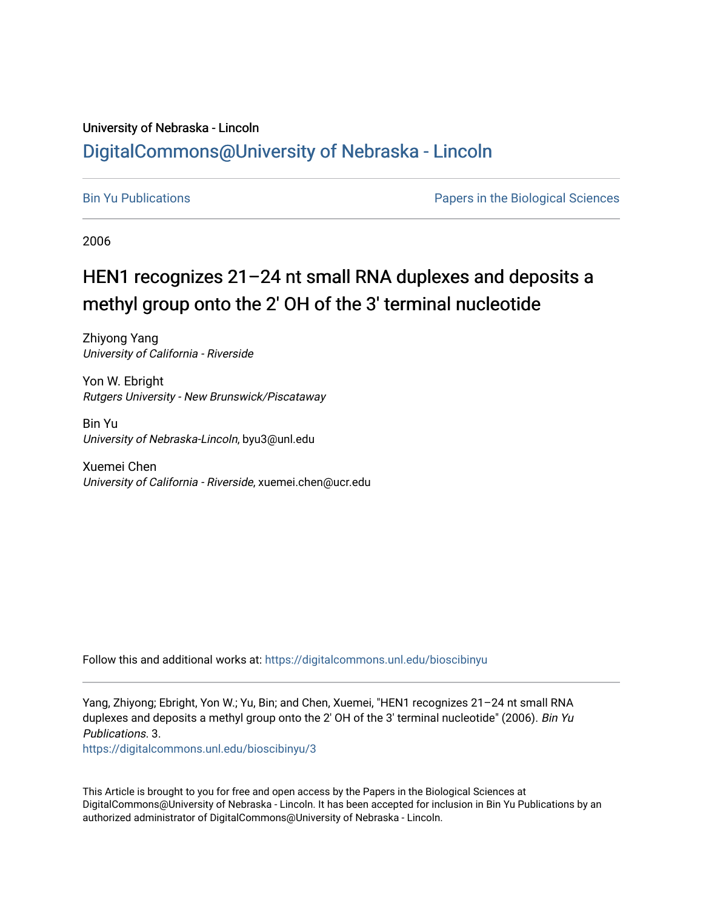University of Nebraska - Lincoln

## DigitalCommons@University of Nebraska - Lincoln

Bin Yu Publications

Papers in the Biological Sciences

2006

# HEN1 recognizes 21–24 nt small RNA duplexes and deposits a methyl group onto the 2' OH of the 3' terminal nucleotide

Zhiyong Yang
*University of California - Riverside*

Yon W. Ebright
*Rutgers University - New Brunswick/Piscataway*

Bin Yu
*University of Nebraska-Lincoln*, byu3@unl.edu

Xuemei Chen
*University of California - Riverside*, xuemei.chen@ucr.edu

Follow this and additional works at: https://digitalcommons.unl.edu/bioscibinyu

Yang, Zhiyong; Ebright, Yon W.; Yu, Bin; and Chen, Xuemei, "HEN1 recognizes 21–24 nt small RNA duplexes and deposits a methyl group onto the 2' OH of the 3' terminal nucleotide" (2006). *Bin Yu Publications*. 3.
https://digitalcommons.unl.edu/bioscibinyu/3

This Article is brought to you for free and open access by the Papers in the Biological Sciences at DigitalCommons@University of Nebraska - Lincoln. It has been accepted for inclusion in Bin Yu Publications by an authorized administrator of DigitalCommons@University of Nebraska - Lincoln.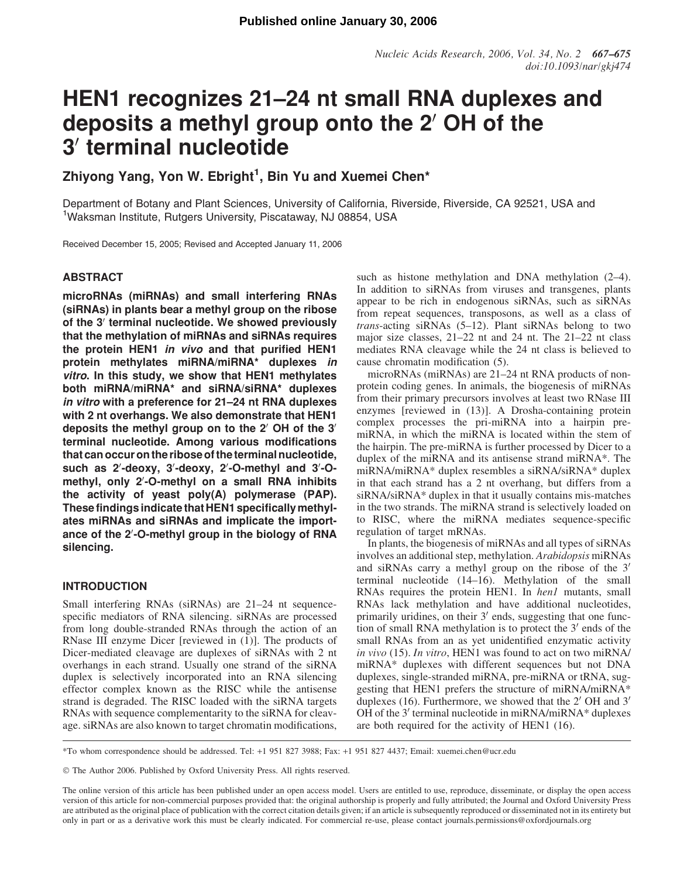Published online January 30, 2006

# HEN1 recognizes 21–24 nt small RNA duplexes and deposits a methyl group onto the 2′ OH of the 3′ terminal nucleotide

Zhiyong Yang, Yon W. Ebright[1], Bin Yu and Xuemei Chen*

Department of Botany and Plant Sciences, University of California, Riverside, Riverside, CA 92521, USA and [1]Waksman Institute, Rutgers University, Piscataway, NJ 08854, USA

Received December 15, 2005; Revised and Accepted January 11, 2006

## ABSTRACT

**microRNAs (miRNAs) and small interfering RNAs (siRNAs) in plants bear a methyl group on the ribose of the 3′ terminal nucleotide. We showed previously that the methylation of miRNAs and siRNAs requires the protein HEN1 *in vivo* and that purified HEN1 protein methylates miRNA/miRNA* duplexes *in vitro*. In this study, we show that HEN1 methylates both miRNA/miRNA* and siRNA/siRNA* duplexes *in vitro* with a preference for 21–24 nt RNA duplexes with 2 nt overhangs. We also demonstrate that HEN1 deposits the methyl group on to the 2′ OH of the 3′ terminal nucleotide. Among various modifications that can occur on the ribose of the terminal nucleotide, such as 2′-deoxy, 3′-deoxy, 2′-O-methyl and 3′-O-methyl, only 2′-O-methyl on a small RNA inhibits the activity of yeast poly(A) polymerase (PAP). These findings indicate that HEN1 specifically methylates miRNAs and siRNAs and implicate the importance of the 2′-O-methyl group in the biology of RNA silencing.**

## INTRODUCTION

Small interfering RNAs (siRNAs) are 21–24 nt sequence-specific mediators of RNA silencing. siRNAs are processed from long double-stranded RNAs through the action of an RNase III enzyme Dicer [reviewed in (1)]. The products of Dicer-mediated cleavage are duplexes of siRNAs with 2 nt overhangs in each strand. Usually one strand of the siRNA duplex is selectively incorporated into an RNA silencing effector complex known as the RISC while the antisense strand is degraded. The RISC loaded with the siRNA targets RNAs with sequence complementarity to the siRNA for cleavage. siRNAs are also known to target chromatin modifications, such as histone methylation and DNA methylation (2–4). In addition to siRNAs from viruses and transgenes, plants appear to be rich in endogenous siRNAs, such as siRNAs from repeat sequences, transposons, as well as a class of *trans*-acting siRNAs (5–12). Plant siRNAs belong to two major size classes, 21–22 nt and 24 nt. The 21–22 nt class mediates RNA cleavage while the 24 nt class is believed to cause chromatin modification (5).

microRNAs (miRNAs) are 21–24 nt RNA products of non-protein coding genes. In animals, the biogenesis of miRNAs from their primary precursors involves at least two RNase III enzymes [reviewed in (13)]. A Drosha-containing protein complex processes the pri-miRNA into a hairpin pre-miRNA, in which the miRNA is located within the stem of the hairpin. The pre-miRNA is further processed by Dicer to a duplex of the miRNA and its antisense strand miRNA*. The miRNA/miRNA* duplex resembles a siRNA/siRNA* duplex in that each strand has a 2 nt overhang, but differs from a siRNA/siRNA* duplex in that it usually contains mis-matches in the two strands. The miRNA strand is selectively loaded on to RISC, where the miRNA mediates sequence-specific regulation of target mRNAs.

In plants, the biogenesis of miRNAs and all types of siRNAs involves an additional step, methylation. *Arabidopsis* miRNAs and siRNAs carry a methyl group on the ribose of the 3′ terminal nucleotide (14–16). Methylation of the small RNAs requires the protein HEN1. In *hen1* mutants, small RNAs lack methylation and have additional nucleotides, primarily uridines, on their 3′ ends, suggesting that one function of small RNA methylation is to protect the 3′ ends of the small RNAs from an as yet unidentified enzymatic activity *in vivo* (15). *In vitro*, HEN1 was found to act on two miRNA/miRNA* duplexes with different sequences but not DNA duplexes, single-stranded miRNA, pre-miRNA or tRNA, suggesting that HEN1 prefers the structure of miRNA/miRNA* duplexes (16). Furthermore, we showed that the 2′ OH and 3′ OH of the 3′ terminal nucleotide in miRNA/miRNA* duplexes are both required for the activity of HEN1 (16).

*To whom correspondence should be addressed. Tel: +1 951 827 3988; Fax: +1 951 827 4437; Email: xuemei.chen@ucr.edu

© The Author 2006. Published by Oxford University Press. All rights reserved.

The online version of this article has been published under an open access model. Users are entitled to use, reproduce, disseminate, or display the open access version of this article for non-commercial purposes provided that: the original authorship is properly and fully attributed; the Journal and Oxford University Press are attributed as the original place of publication with the correct citation details given; if an article is subsequently reproduced or disseminated not in its entirety but only in part or as a derivative work this must be clearly indicated. For commercial re-use, please contact journals.permissions@oxfordjournals.org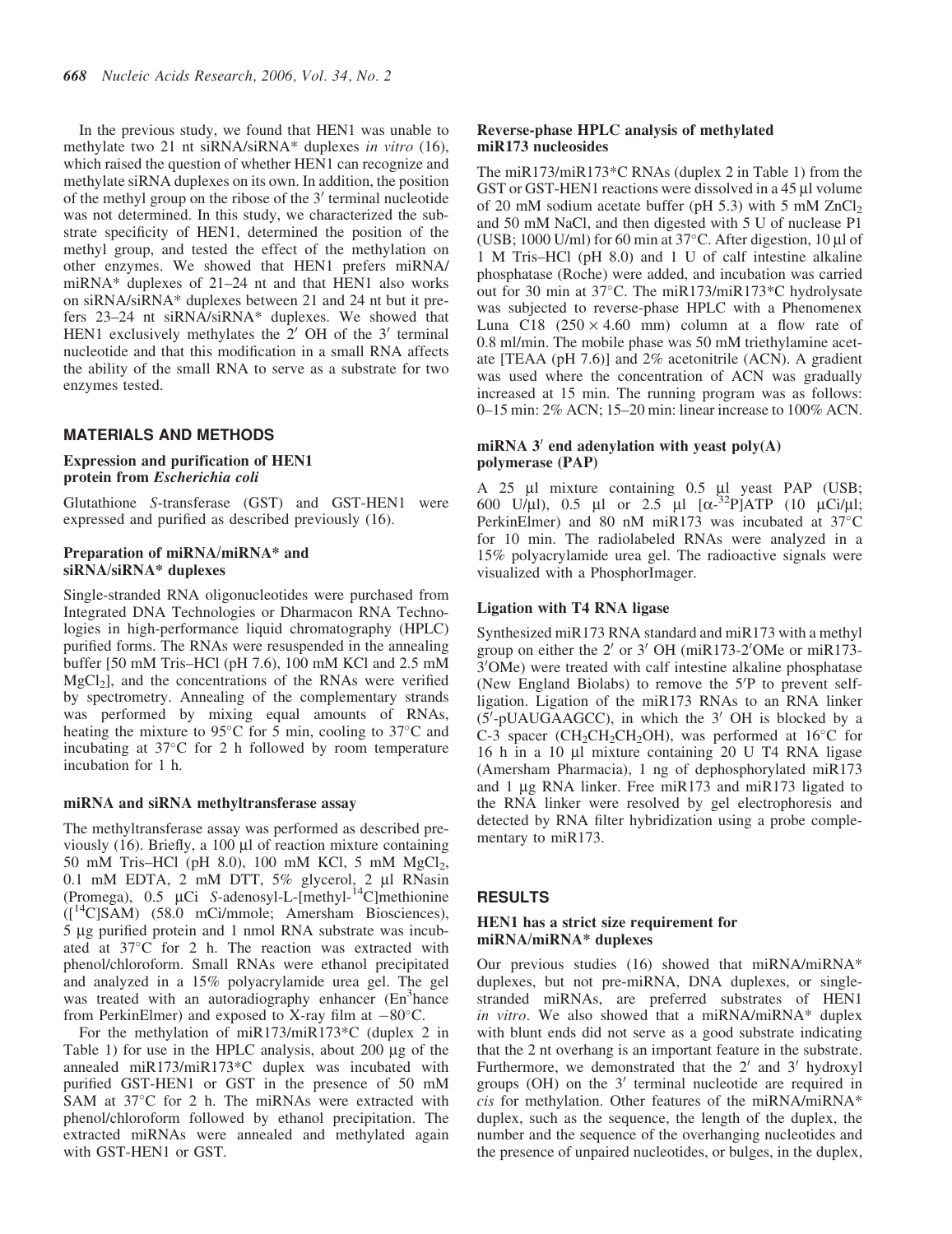In the previous study, we found that HEN1 was unable to methylate two 21 nt siRNA/siRNA* duplexes *in vitro* (16), which raised the question of whether HEN1 can recognize and methylate siRNA duplexes on its own. In addition, the position of the methyl group on the ribose of the 3′ terminal nucleotide was not determined. In this study, we characterized the substrate specificity of HEN1, determined the position of the methyl group, and tested the effect of the methylation on other enzymes. We showed that HEN1 prefers miRNA/miRNA* duplexes of 21–24 nt and that HEN1 also works on siRNA/siRNA* duplexes between 21 and 24 nt but it prefers 23–24 nt siRNA/siRNA* duplexes. We showed that HEN1 exclusively methylates the 2′ OH of the 3′ terminal nucleotide and that this modification in a small RNA affects the ability of the small RNA to serve as a substrate for two enzymes tested.

## MATERIALS AND METHODS

### Expression and purification of HEN1 protein from *Escherichia coli*

Glutathione *S*-transferase (GST) and GST-HEN1 were expressed and purified as described previously (16).

### Preparation of miRNA/miRNA* and siRNA/siRNA* duplexes

Single-stranded RNA oligonucleotides were purchased from Integrated DNA Technologies or Dharmacon RNA Technologies in high-performance liquid chromatography (HPLC) purified forms. The RNAs were resuspended in the annealing buffer [50 mM Tris–HCl (pH 7.6), 100 mM KCl and 2.5 mM $MgCl_2$], and the concentrations of the RNAs were verified by spectrometry. Annealing of the complementary strands was performed by mixing equal amounts of RNAs, heating the mixture to 95°C for 5 min, cooling to 37°C and incubating at 37°C for 2 h followed by room temperature incubation for 1 h.

### miRNA and siRNA methyltransferase assay

The methyltransferase assay was performed as described previously (16). Briefly, a 100 μl of reaction mixture containing 50 mM Tris–HCl (pH 8.0), 100 mM KCl, 5 mM $MgCl_2$, 0.1 mM EDTA, 2 mM DTT, 5% glycerol, 2 μl RNasin (Promega), 0.5 μCi *S*-adenosyl-L-[methyl-$^{14}$C]methionine ([$^{14}$C]SAM) (58.0 mCi/mmole; Amersham Biosciences), 5 μg purified protein and 1 nmol RNA substrate was incubated at 37°C for 2 h. The reaction was extracted with phenol/chloroform. Small RNAs were ethanol precipitated and analyzed in a 15% polyacrylamide urea gel. The gel was treated with an autoradiography enhancer (En$^3$hance from PerkinElmer) and exposed to X-ray film at −80°C.

For the methylation of miR173/miR173*C (duplex 2 in Table 1) for use in the HPLC analysis, about 200 μg of the annealed miR173/miR173*C duplex was incubated with purified GST-HEN1 or GST in the presence of 50 mM SAM at 37°C for 2 h. The miRNAs were extracted with phenol/chloroform followed by ethanol precipitation. The extracted miRNAs were annealed and methylated again with GST-HEN1 or GST.

### Reverse-phase HPLC analysis of methylated miR173 nucleosides

The miR173/miR173*C RNAs (duplex 2 in Table 1) from the GST or GST-HEN1 reactions were dissolved in a 45 μl volume of 20 mM sodium acetate buffer (pH 5.3) with 5 mM $ZnCl_2$ and 50 mM NaCl, and then digested with 5 U of nuclease P1 (USB; 1000 U/ml) for 60 min at 37°C. After digestion, 10 μl of 1 M Tris–HCl (pH 8.0) and 1 U of calf intestine alkaline phosphatase (Roche) were added, and incubation was carried out for 30 min at 37°C. The miR173/miR173*C hydrolysate was subjected to reverse-phase HPLC with a Phenomenex Luna C18 (250 × 4.60 mm) column at a flow rate of 0.8 ml/min. The mobile phase was 50 mM triethylamine acetate [TEAA (pH 7.6)] and 2% acetonitrile (ACN). A gradient was used where the concentration of ACN was gradually increased at 15 min. The running program was as follows: 0–15 min: 2% ACN; 15–20 min: linear increase to 100% ACN.

### miRNA 3′ end adenylation with yeast poly(A) polymerase (PAP)

A 25 μl mixture containing 0.5 μl yeast PAP (USB; 600 U/μl), 0.5 μl or 2.5 μl [α-$^{32}$P]ATP (10 μCi/μl; PerkinElmer) and 80 nM miR173 was incubated at 37°C for 10 min. The radiolabeled RNAs were analyzed in a 15% polyacrylamide urea gel. The radioactive signals were visualized with a PhosphorImager.

### Ligation with T4 RNA ligase

Synthesized miR173 RNA standard and miR173 with a methyl group on either the 2′ or 3′ OH (miR173-2′OMe or miR173-3′OMe) were treated with calf intestine alkaline phosphatase (New England Biolabs) to remove the 5′P to prevent self-ligation. Ligation of the miR173 RNAs to an RNA linker (5′-pUAUGAAGCC), in which the 3′ OH is blocked by a C-3 spacer ($CH_2CH_2CH_2OH$), was performed at 16°C for 16 h in a 10 μl mixture containing 20 U T4 RNA ligase (Amersham Pharmacia), 1 ng of dephosphorylated miR173 and 1 μg RNA linker. Free miR173 and miR173 ligated to the RNA linker were resolved by gel electrophoresis and detected by RNA filter hybridization using a probe complementary to miR173.

## RESULTS

### HEN1 has a strict size requirement for miRNA/miRNA* duplexes

Our previous studies (16) showed that miRNA/miRNA* duplexes, but not pre-miRNA, DNA duplexes, or single-stranded miRNAs, are preferred substrates of HEN1 *in vitro*. We also showed that a miRNA/miRNA* duplex with blunt ends did not serve as a good substrate indicating that the 2 nt overhang is an important feature in the substrate. Furthermore, we demonstrated that the 2′ and 3′ hydroxyl groups (OH) on the 3′ terminal nucleotide are required in *cis* for methylation. Other features of the miRNA/miRNA* duplex, such as the sequence, the length of the duplex, the number and the sequence of the overhanging nucleotides and the presence of unpaired nucleotides, or bulges, in the duplex,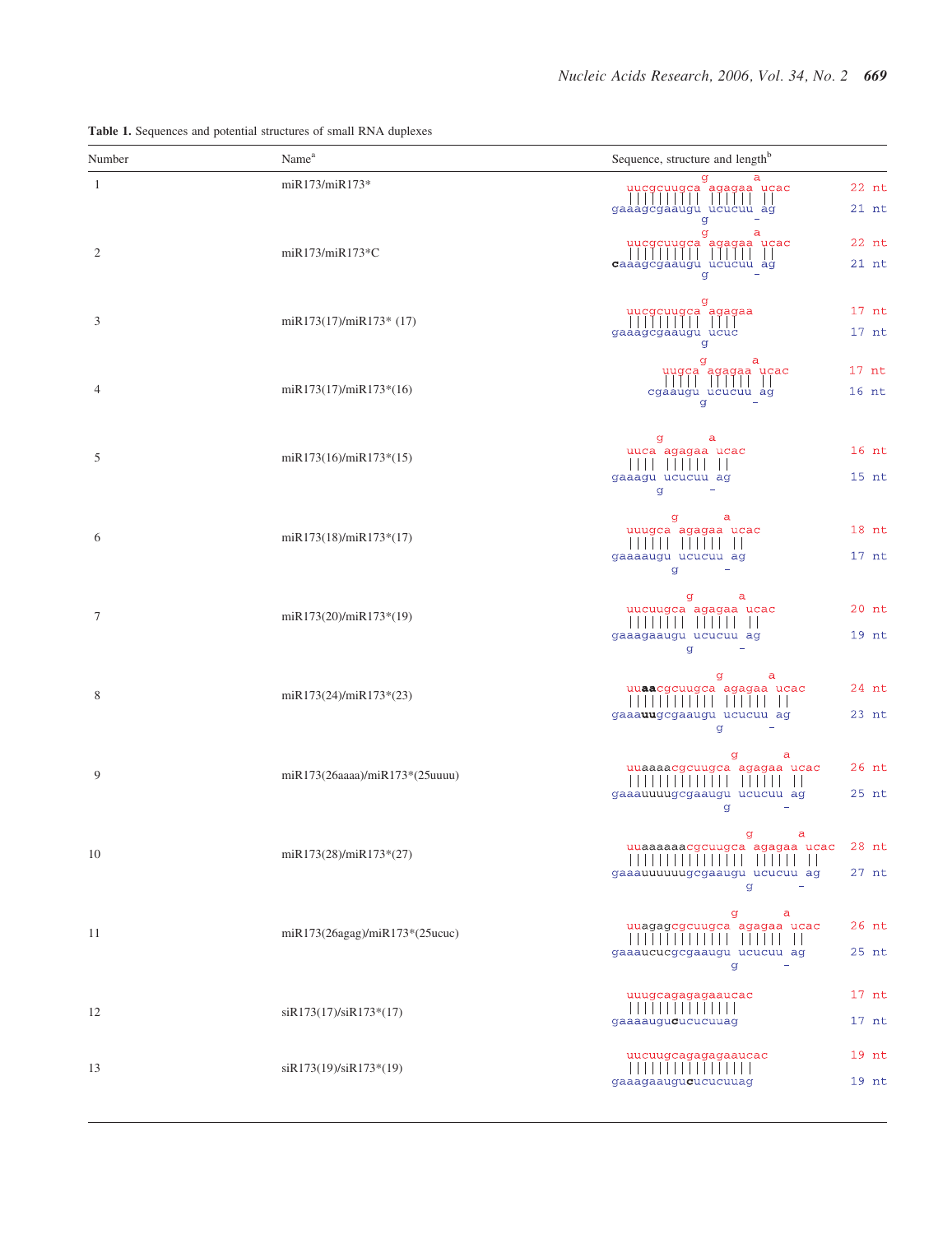**Table 1.** Sequences and potential structures of small RNA duplexes

| Number | Name[a] | Sequence, structure and length[b] |
|---|---|---|
| 1 | miR173/miR173* | uucgcuugca(g)agagaa(a)ucac 22 nt / gaaagcgaaugu(g)ucucuu(-)ag 21 nt |
| 2 | miR173/miR173*C | uucgcuugca(g)agagaa(a)ucac 22 nt / **c**aaagcgaaugu(g)ucucuu(-)ag 21 nt |
| 3 | miR173(17)/miR173* (17) | uucgcuugca(g)agagaa 17 nt / gaaagcgaaugu(g)ucuc 17 nt |
| 4 | miR173(17)/miR173*(16) | uugca(g)agagaa(a)ucac 17 nt / cgaaugu(g)ucucuu(-)ag 16 nt |
| 5 | miR173(16)/miR173*(15) | uuca(g)agagaa(a)ucac 16 nt / gaaagu(g)ucucuu(-)ag 15 nt |
| 6 | miR173(18)/miR173*(17) | uuugca(g)agagaa(a)ucac 18 nt / gaaaaugu(g)ucucuu(-)ag 17 nt |
| 7 | miR173(20)/miR173*(19) | uucuugca(g)agagaa(a)ucac 20 nt / gaaagaaugu(g)ucucuu(-)ag 19 nt |
| 8 | miR173(24)/miR173*(23) | uu**aa**cgcuugca(g)agagaa(a)ucac 24 nt / gaaa**uu**gcgaaugu(g)ucucuu(-)ag 23 nt |
| 9 | miR173(26aaaa)/miR173*(25uuuu) | uuaaaacgcuugca(g)agagaa(a)ucac 26 nt / gaaauuuugcgaaugu(g)ucucuu(-)ag 25 nt |
| 10 | miR173(28)/miR173*(27) | uuaaaaaacgcuugca(g)agagaa(a)ucac 28 nt / gaaauuuuuugcgaaugu(g)ucucuu(-)ag 27 nt |
| 11 | miR173(26agag)/miR173*(25ucuc) | uuagagcgcuugca(g)agagaa(a)ucac 26 nt / gaaaucucgcgaaugu(g)ucucuu(-)ag 25 nt |
| 12 | siR173(17)/siR173*(17) | uuugcagagagaaucac 17 nt / gaaaaugu**c**ucucuuag 17 nt |
| 13 | siR173(19)/siR173*(19) | uucuugcagagagaaucac 19 nt / gaaagaaugu**c**ucucuuag 19 nt |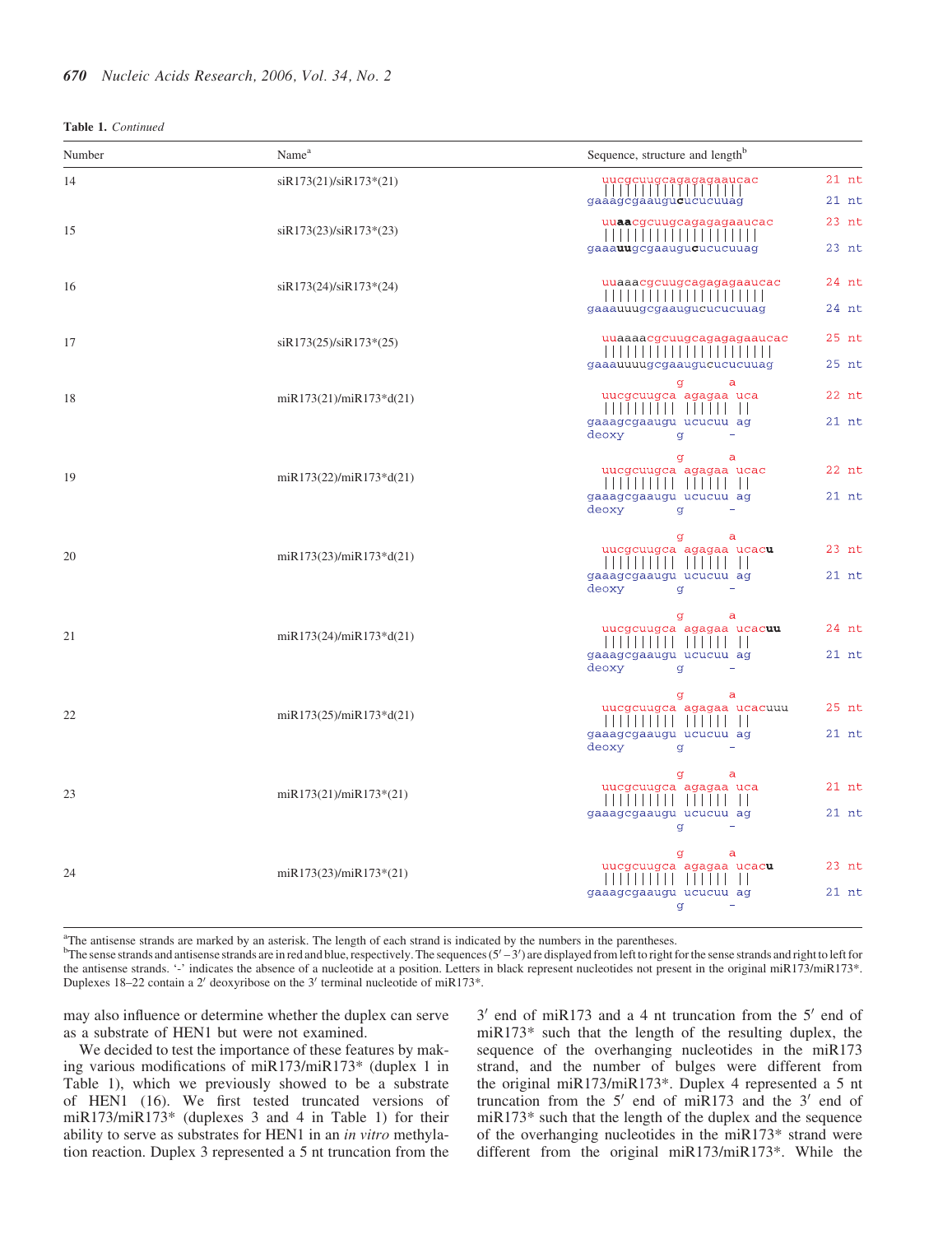**Table 1.** *Continued*

| Number | Name[a] | Sequence, structure and length[b] |
|---|---|---|
| 14 | siR173(21)/siR173*(21) | uucgcuugcagagagaaucac (21 nt) / gaaagcgaaugu**c**ucucuuag (21 nt) |
| 15 | siR173(23)/siR173*(23) | uu**aa**cgcuugcagagagaaucac (23 nt) / gaaa**uu**gcgaaugu**c**ucucuuag (23 nt) |
| 16 | siR173(24)/siR173*(24) | uuaaacgcuugcagagagaaucac (24 nt) / gaaauuugcgaaugucucucuuag (24 nt) |
| 17 | siR173(25)/siR173*(25) | uuaaaacgcuugcagagagaaucac (25 nt) / gaaauuuugcgaaugucucucuuag (25 nt) |
| 18 | miR173(21)/miR173*d(21) | uucgcuugca g agagaa a uca (22 nt) / gaaagcgaaugu g ucucuu - ag (21 nt), deoxy |
| 19 | miR173(22)/miR173*d(21) | uucgcuugca g agagaa a ucac (22 nt) / gaaagcgaaugu g ucucuu - ag (21 nt), deoxy |
| 20 | miR173(23)/miR173*d(21) | uucgcuugca g agagaa a ucac**u** (23 nt) / gaaagcgaaugu g ucucuu - ag (21 nt), deoxy |
| 21 | miR173(24)/miR173*d(21) | uucgcuugca g agagaa a ucac**uu** (24 nt) / gaaagcgaaugu g ucucuu - ag (21 nt), deoxy |
| 22 | miR173(25)/miR173*d(21) | uucgcuugca g agagaa a ucacuuu (25 nt) / gaaagcgaaugu g ucucuu - ag (21 nt), deoxy |
| 23 | miR173(21)/miR173*(21) | uucgcuugca g agagaa a uca (21 nt) / gaaagcgaaugu g ucucuu - ag (21 nt) |
| 24 | miR173(23)/miR173*(21) | uucgcuugca g agagaa a ucac**u** (23 nt) / gaaagcgaaugu g ucucuu - ag (21 nt) |

[a]The antisense strands are marked by an asterisk. The length of each strand is indicated by the numbers in the parentheses.

[b]The sense strands and antisense strands are in red and blue, respectively. The sequences (5′–3′) are displayed from left to right for the sense strands and right to left for the antisense strands. '-' indicates the absence of a nucleotide at a position. Letters in black represent nucleotides not present in the original miR173/miR173*. Duplexes 18–22 contain a 2′ deoxyribose on the 3′ terminal nucleotide of miR173*.

may also influence or determine whether the duplex can serve as a substrate of HEN1 but were not examined.

We decided to test the importance of these features by making various modifications of miR173/miR173* (duplex 1 in Table 1), which we previously showed to be a substrate of HEN1 (16). We first tested truncated versions of miR173/miR173* (duplexes 3 and 4 in Table 1) for their ability to serve as substrates for HEN1 in an *in vitro* methylation reaction. Duplex 3 represented a 5 nt truncation from the 3′ end of miR173 and a 4 nt truncation from the 5′ end of miR173* such that the length of the resulting duplex, the sequence of the overhanging nucleotides in the miR173 strand, and the number of bulges were different from the original miR173/miR173*. Duplex 4 represented a 5 nt truncation from the 5′ end of miR173 and the 3′ end of miR173* such that the length of the duplex and the sequence of the overhanging nucleotides in the miR173* strand were different from the original miR173/miR173*. While the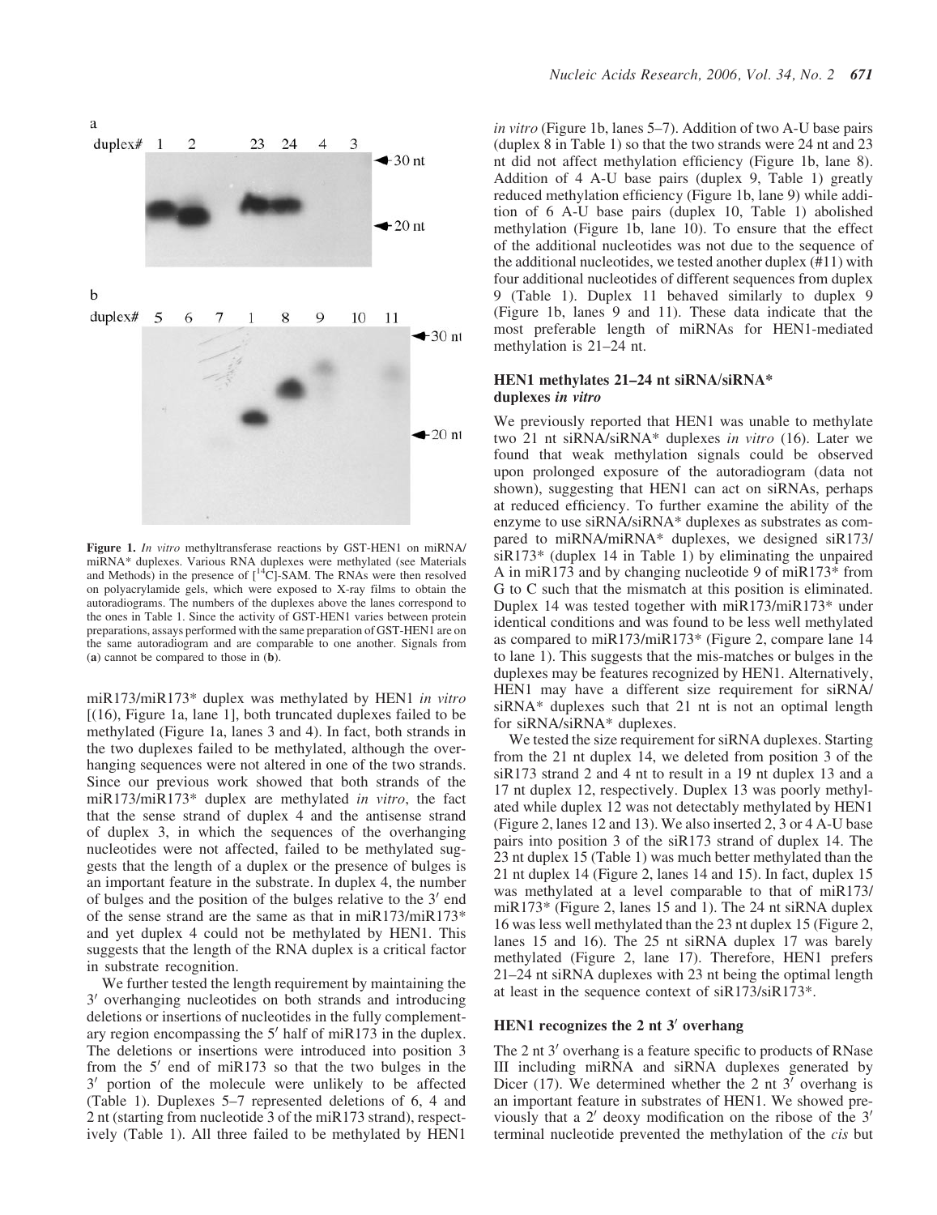miR173/miR173* duplex was methylated by HEN1 *in vitro* [(16), Figure 1a, lane 1], both truncated duplexes failed to be methylated (Figure 1a, lanes 3 and 4). In fact, both strands in the two duplexes failed to be methylated, although the overhanging sequences were not altered in one of the two strands. Since our previous work showed that both strands of the miR173/miR173* duplex are methylated *in vitro*, the fact that the sense strand of duplex 4 and the antisense strand of duplex 3, in which the sequences of the overhanging nucleotides were not affected, failed to be methylated suggests that the length of a duplex or the presence of bulges is an important feature in the substrate. In duplex 4, the number of bulges and the position of the bulges relative to the 3′ end of the sense strand are the same as that in miR173/miR173* and yet duplex 4 could not be methylated by HEN1. This suggests that the length of the RNA duplex is a critical factor in substrate recognition.

We further tested the length requirement by maintaining the 3′ overhanging nucleotides on both strands and introducing deletions or insertions of nucleotides in the fully complementary region encompassing the 5′ half of miR173 in the duplex. The deletions or insertions were introduced into position 3 from the 5′ end of miR173 so that the two bulges in the 3′ portion of the molecule were unlikely to be affected (Table 1). Duplexes 5–7 represented deletions of 6, 4 and 2 nt (starting from nucleotide 3 of the miR173 strand), respectively (Table 1). All three failed to be methylated by HEN1 *in vitro* (Figure 1b, lanes 5–7). Addition of two A-U base pairs (duplex 8 in Table 1) so that the two strands were 24 nt and 23 nt did not affect methylation efficiency (Figure 1b, lane 8). Addition of 4 A-U base pairs (duplex 9, Table 1) greatly reduced methylation efficiency (Figure 1b, lane 9) while addition of 6 A-U base pairs (duplex 10, Table 1) abolished methylation (Figure 1b, lane 10). To ensure that the effect of the additional nucleotides was not due to the sequence of the additional nucleotides, we tested another duplex (#11) with four additional nucleotides of different sequences from duplex 9 (Table 1). Duplex 11 behaved similarly to duplex 9 (Figure 1b, lanes 9 and 11). These data indicate that the most preferable length of miRNAs for HEN1-mediated methylation is 21–24 nt.

**Figure 1.** *In vitro* methyltransferase reactions by GST-HEN1 on miRNA/miRNA* duplexes. Various RNA duplexes were methylated (see Materials and Methods) in the presence of [$^{14}$C]-SAM. The RNAs were then resolved on polyacrylamide gels, which were exposed to X-ray films to obtain the autoradiograms. The numbers of the duplexes above the lanes correspond to the ones in Table 1. Since the activity of GST-HEN1 varies between protein preparations, assays performed with the same preparation of GST-HEN1 are on the same autoradiogram and are comparable to one another. Signals from (**a**) cannot be compared to those in (**b**).

### HEN1 methylates 21–24 nt siRNA/siRNA* duplexes *in vitro*

We previously reported that HEN1 was unable to methylate two 21 nt siRNA/siRNA* duplexes *in vitro* (16). Later we found that weak methylation signals could be observed upon prolonged exposure of the autoradiogram (data not shown), suggesting that HEN1 can act on siRNAs, perhaps at reduced efficiency. To further examine the ability of the enzyme to use siRNA/siRNA* duplexes as substrates as compared to miRNA/miRNA* duplexes, we designed siR173/siR173* (duplex 14 in Table 1) by eliminating the unpaired A in miR173 and by changing nucleotide 9 of miR173* from G to C such that the mismatch at this position is eliminated. Duplex 14 was tested together with miR173/miR173* under identical conditions and was found to be less well methylated as compared to miR173/miR173* (Figure 2, compare lane 14 to lane 1). This suggests that the mis-matches or bulges in the duplexes may be features recognized by HEN1. Alternatively, HEN1 may have a different size requirement for siRNA/siRNA* duplexes such that 21 nt is not an optimal length for siRNA/siRNA* duplexes.

We tested the size requirement for siRNA duplexes. Starting from the 21 nt duplex 14, we deleted from position 3 of the siR173 strand 2 and 4 nt to result in a 19 nt duplex 13 and a 17 nt duplex 12, respectively. Duplex 13 was poorly methylated while duplex 12 was not detectably methylated by HEN1 (Figure 2, lanes 12 and 13). We also inserted 2, 3 or 4 A-U base pairs into position 3 of the siR173 strand of duplex 14. The 23 nt duplex 15 (Table 1) was much better methylated than the 21 nt duplex 14 (Figure 2, lanes 14 and 15). In fact, duplex 15 was methylated at a level comparable to that of miR173/miR173* (Figure 2, lanes 15 and 1). The 24 nt siRNA duplex 16 was less well methylated than the 23 nt duplex 15 (Figure 2, lanes 15 and 16). The 25 nt siRNA duplex 17 was barely methylated (Figure 2, lane 17). Therefore, HEN1 prefers 21–24 nt siRNA duplexes with 23 nt being the optimal length at least in the sequence context of siR173/siR173*.

### HEN1 recognizes the 2 nt 3′ overhang

The 2 nt 3′ overhang is a feature specific to products of RNase III including miRNA and siRNA duplexes generated by Dicer (17). We determined whether the 2 nt 3′ overhang is an important feature in substrates of HEN1. We showed previously that a 2′ deoxy modification on the ribose of the 3′ terminal nucleotide prevented the methylation of the *cis* but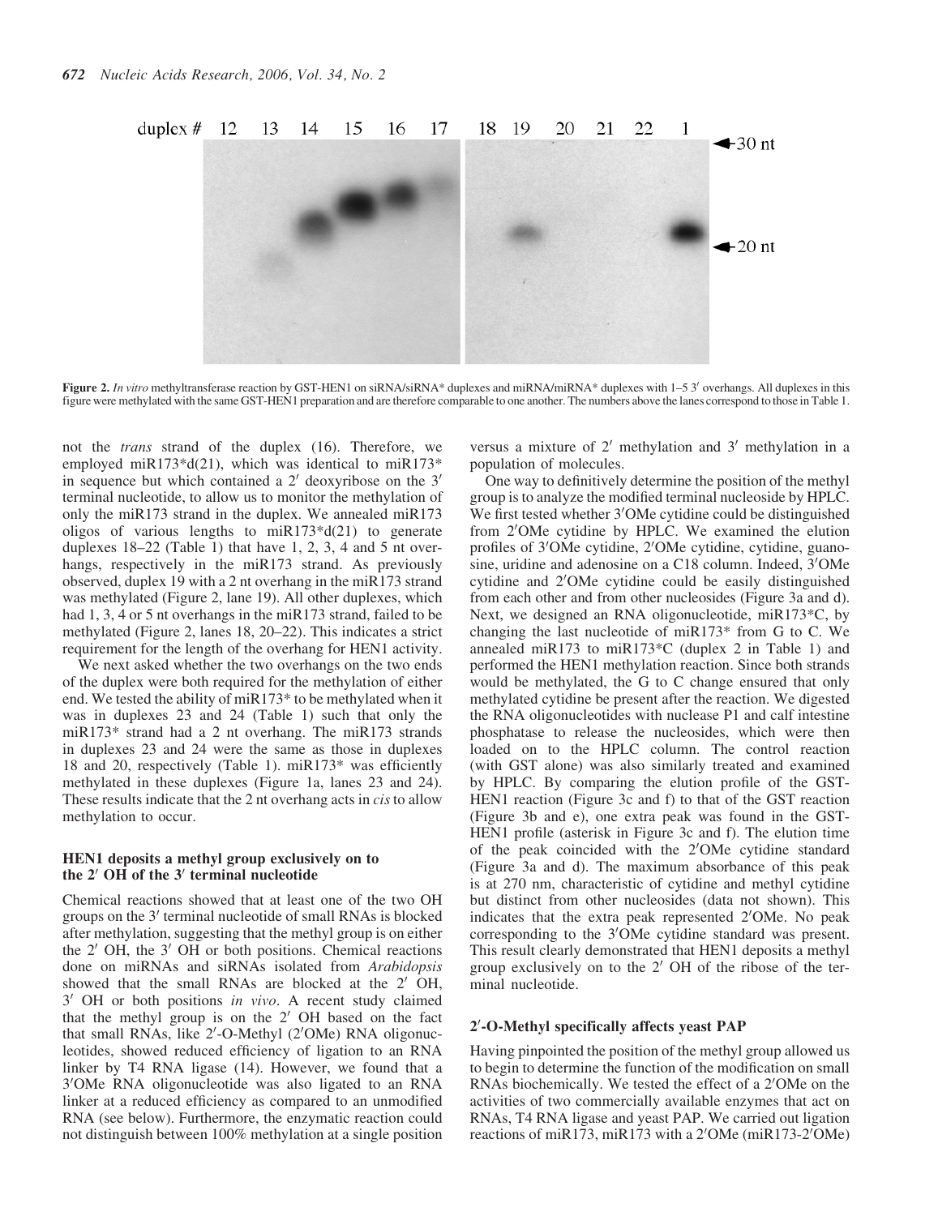Figure 2. *In vitro* methyltransferase reaction by GST-HEN1 on siRNA/siRNA* duplexes and miRNA/miRNA* duplexes with 1–5 3′ overhangs. All duplexes in this figure were methylated with the same GST-HEN1 preparation and are therefore comparable to one another. The numbers above the lanes correspond to those in Table 1.

not the *trans* strand of the duplex (16). Therefore, we employed miR173*d(21), which was identical to miR173* in sequence but which contained a 2′ deoxyribose on the 3′ terminal nucleotide, to allow us to monitor the methylation of only the miR173 strand in the duplex. We annealed miR173 oligos of various lengths to miR173*d(21) to generate duplexes 18–22 (Table 1) that have 1, 2, 3, 4 and 5 nt overhangs, respectively in the miR173 strand. As previously observed, duplex 19 with a 2 nt overhang in the miR173 strand was methylated (Figure 2, lane 19). All other duplexes, which had 1, 3, 4 or 5 nt overhangs in the miR173 strand, failed to be methylated (Figure 2, lanes 18, 20–22). This indicates a strict requirement for the length of the overhang for HEN1 activity.

We next asked whether the two overhangs on the two ends of the duplex were both required for the methylation of either end. We tested the ability of miR173* to be methylated when it was in duplexes 23 and 24 (Table 1) such that only the miR173* strand had a 2 nt overhang. The miR173 strands in duplexes 23 and 24 were the same as those in duplexes 18 and 20, respectively (Table 1). miR173* was efficiently methylated in these duplexes (Figure 1a, lanes 23 and 24). These results indicate that the 2 nt overhang acts in *cis* to allow methylation to occur.

## HEN1 deposits a methyl group exclusively on to the 2′ OH of the 3′ terminal nucleotide

Chemical reactions showed that at least one of the two OH groups on the 3′ terminal nucleotide of small RNAs is blocked after methylation, suggesting that the methyl group is on either the 2′ OH, the 3′ OH or both positions. Chemical reactions done on miRNAs and siRNAs isolated from *Arabidopsis* showed that the small RNAs are blocked at the 2′ OH, 3′ OH or both positions *in vivo*. A recent study claimed that the methyl group is on the 2′ OH based on the fact that small RNAs, like 2′-O-Methyl (2′OMe) RNA oligonucleotides, showed reduced efficiency of ligation to an RNA linker by T4 RNA ligase (14). However, we found that a 3′OMe RNA oligonucleotide was also ligated to an RNA linker at a reduced efficiency as compared to an unmodified RNA (see below). Furthermore, the enzymatic reaction could not distinguish between 100% methylation at a single position versus a mixture of 2′ methylation and 3′ methylation in a population of molecules.

One way to definitively determine the position of the methyl group is to analyze the modified terminal nucleoside by HPLC. We first tested whether 3′OMe cytidine could be distinguished from 2′OMe cytidine by HPLC. We examined the elution profiles of 3′OMe cytidine, 2′OMe cytidine, cytidine, guanosine, uridine and adenosine on a C18 column. Indeed, 3′OMe cytidine and 2′OMe cytidine could be easily distinguished from each other and from other nucleosides (Figure 3a and d). Next, we designed an RNA oligonucleotide, miR173*C, by changing the last nucleotide of miR173* from G to C. We annealed miR173 to miR173*C (duplex 2 in Table 1) and performed the HEN1 methylation reaction. Since both strands would be methylated, the G to C change ensured that only methylated cytidine be present after the reaction. We digested the RNA oligonucleotides with nuclease P1 and calf intestine phosphatase to release the nucleosides, which were then loaded on to the HPLC column. The control reaction (with GST alone) was also similarly treated and examined by HPLC. By comparing the elution profile of the GST-HEN1 reaction (Figure 3c and f) to that of the GST reaction (Figure 3b and e), one extra peak was found in the GST-HEN1 profile (asterisk in Figure 3c and f). The elution time of the peak coincided with the 2′OMe cytidine standard (Figure 3a and d). The maximum absorbance of this peak is at 270 nm, characteristic of cytidine and methyl cytidine but distinct from other nucleosides (data not shown). This indicates that the extra peak represented 2′OMe. No peak corresponding to the 3′OMe cytidine standard was present. This result clearly demonstrated that HEN1 deposits a methyl group exclusively on to the 2′ OH of the ribose of the terminal nucleotide.

## 2′-O-Methyl specifically affects yeast PAP

Having pinpointed the position of the methyl group allowed us to begin to determine the function of the modification on small RNAs biochemically. We tested the effect of a 2′OMe on the activities of two commercially available enzymes that act on RNAs, T4 RNA ligase and yeast PAP. We carried out ligation reactions of miR173, miR173 with a 2′OMe (miR173-2′OMe)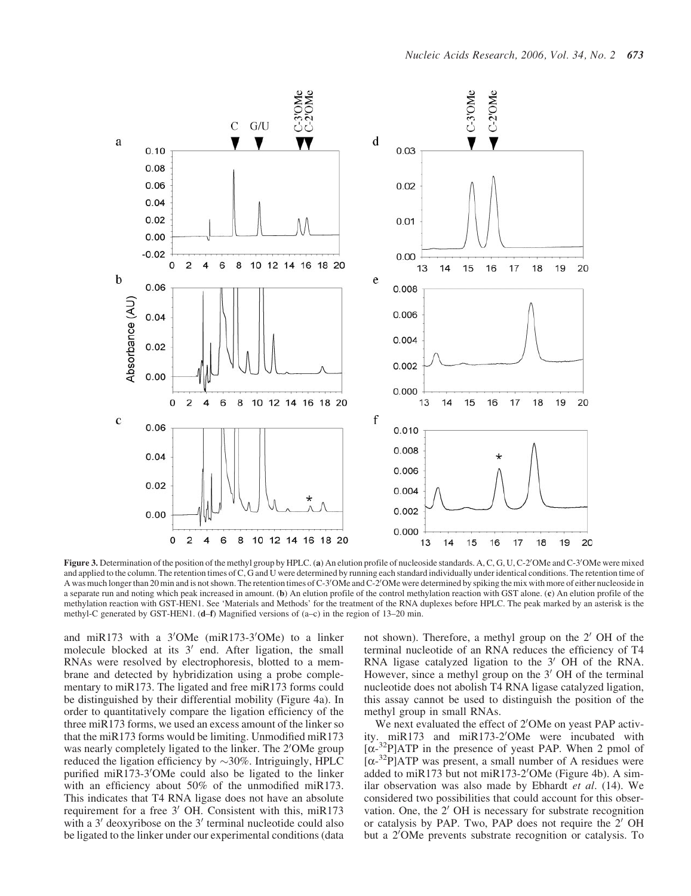**Figure 3.** Determination of the position of the methyl group by HPLC. (**a**) An elution profile of nucleoside standards. A, C, G, U, C-2′OMe and C-3′OMe were mixed and applied to the column. The retention times of C, G and U were determined by running each standard individually under identical conditions. The retention time of A was much longer than 20 min and is not shown. The retention times of C-3′OMe and C-2′OMe were determined by spiking the mix with more of either nucleoside in a separate run and noting which peak increased in amount. (**b**) An elution profile of the control methylation reaction with GST alone. (**c**) An elution profile of the methylation reaction with GST-HEN1. See 'Materials and Methods' for the treatment of the RNA duplexes before HPLC. The peak marked by an asterisk is the methyl-C generated by GST-HEN1. (**d**–**f**) Magnified versions of (a–c) in the region of 13–20 min.

and miR173 with a 3′OMe (miR173-3′OMe) to a linker molecule blocked at its 3′ end. After ligation, the small RNAs were resolved by electrophoresis, blotted to a membrane and detected by hybridization using a probe complementary to miR173. The ligated and free miR173 forms could be distinguished by their differential mobility (Figure 4a). In order to quantitatively compare the ligation efficiency of the three miR173 forms, we used an excess amount of the linker so that the miR173 forms would be limiting. Unmodified miR173 was nearly completely ligated to the linker. The 2′OMe group reduced the ligation efficiency by ~30%. Intriguingly, HPLC purified miR173-3′OMe could also be ligated to the linker with an efficiency about 50% of the unmodified miR173. This indicates that T4 RNA ligase does not have an absolute requirement for a free 3′ OH. Consistent with this, miR173 with a 3′ deoxyribose on the 3′ terminal nucleotide could also be ligated to the linker under our experimental conditions (data not shown). Therefore, a methyl group on the 2′ OH of the terminal nucleotide of an RNA reduces the efficiency of T4 RNA ligase catalyzed ligation to the 3′ OH of the RNA. However, since a methyl group on the 3′ OH of the terminal nucleotide does not abolish T4 RNA ligase catalyzed ligation, this assay cannot be used to distinguish the position of the methyl group in small RNAs.

We next evaluated the effect of 2′OMe on yeast PAP activity. miR173 and miR173-2′OMe were incubated with [α-$^{32}$P]ATP in the presence of yeast PAP. When 2 pmol of [α-$^{32}$P]ATP was present, a small number of A residues were added to miR173 but not miR173-2′OMe (Figure 4b). A similar observation was also made by Ebhardt *et al*. (14). We considered two possibilities that could account for this observation. One, the 2′ OH is necessary for substrate recognition or catalysis by PAP. Two, PAP does not require the 2′ OH but a 2′OMe prevents substrate recognition or catalysis. To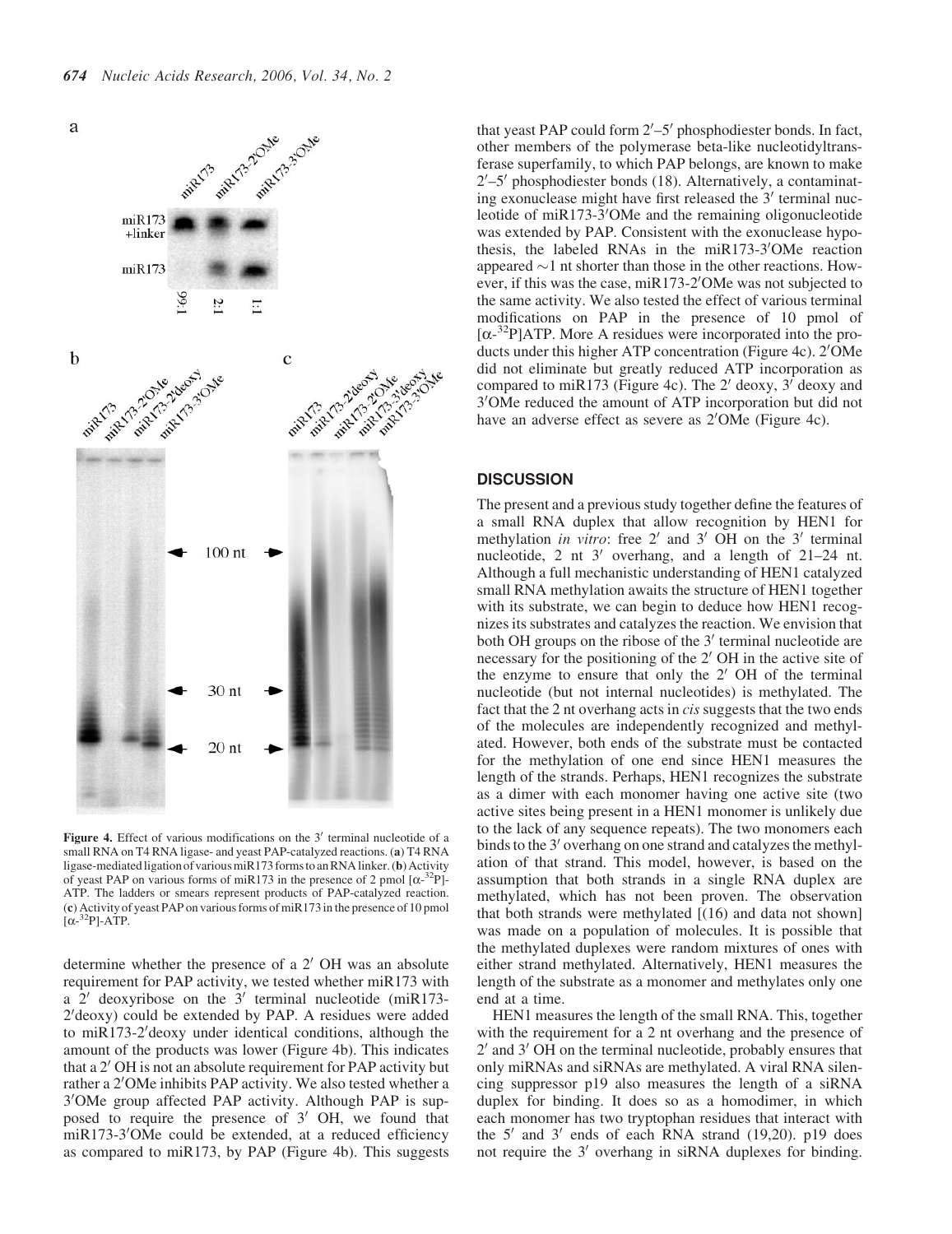**Figure 4.** Effect of various modifications on the 3′ terminal nucleotide of a small RNA on T4 RNA ligase- and yeast PAP-catalyzed reactions. (**a**) T4 RNA ligase-mediated ligation of various miR173 forms to an RNA linker. (**b**) Activity of yeast PAP on various forms of miR173 in the presence of 2 pmol [$\alpha$-$^{32}$P]-ATP. The ladders or smears represent products of PAP-catalyzed reaction. (**c**) Activity of yeast PAP on various forms of miR173 in the presence of 10 pmol [$\alpha$-$^{32}$P]-ATP.

determine whether the presence of a 2′ OH was an absolute requirement for PAP activity, we tested whether miR173 with a 2′ deoxyribose on the 3′ terminal nucleotide (miR173-2′deoxy) could be extended by PAP. A residues were added to miR173-2′deoxy under identical conditions, although the amount of the products was lower (Figure 4b). This indicates that a 2′ OH is not an absolute requirement for PAP activity but rather a 2′OMe inhibits PAP activity. We also tested whether a 3′OMe group affected PAP activity. Although PAP is supposed to require the presence of 3′ OH, we found that miR173-3′OMe could be extended, at a reduced efficiency as compared to miR173, by PAP (Figure 4b). This suggests that yeast PAP could form 2′–5′ phosphodiester bonds. In fact, other members of the polymerase beta-like nucleotidyltransferase superfamily, to which PAP belongs, are known to make 2′–5′ phosphodiester bonds (18). Alternatively, a contaminating exonuclease might have first released the 3′ terminal nucleotide of miR173-3′OMe and the remaining oligonucleotide was extended by PAP. Consistent with the exonuclease hypothesis, the labeled RNAs in the miR173-3′OMe reaction appeared ~1 nt shorter than those in the other reactions. However, if this was the case, miR173-2′OMe was not subjected to the same activity. We also tested the effect of various terminal modifications on PAP in the presence of 10 pmol of [$\alpha$-$^{32}$P]ATP. More A residues were incorporated into the products under this higher ATP concentration (Figure 4c). 2′OMe did not eliminate but greatly reduced ATP incorporation as compared to miR173 (Figure 4c). The 2′ deoxy, 3′ deoxy and 3′OMe reduced the amount of ATP incorporation but did not have an adverse effect as severe as 2′OMe (Figure 4c).

## DISCUSSION

The present and a previous study together define the features of a small RNA duplex that allow recognition by HEN1 for methylation *in vitro*: free 2′ and 3′ OH on the 3′ terminal nucleotide, 2 nt 3′ overhang, and a length of 21–24 nt. Although a full mechanistic understanding of HEN1 catalyzed small RNA methylation awaits the structure of HEN1 together with its substrate, we can begin to deduce how HEN1 recognizes its substrates and catalyzes the reaction. We envision that both OH groups on the ribose of the 3′ terminal nucleotide are necessary for the positioning of the 2′ OH in the active site of the enzyme to ensure that only the 2′ OH of the terminal nucleotide (but not internal nucleotides) is methylated. The fact that the 2 nt overhang acts in *cis* suggests that the two ends of the molecules are independently recognized and methylated. However, both ends of the substrate must be contacted for the methylation of one end since HEN1 measures the length of the strands. Perhaps, HEN1 recognizes the substrate as a dimer with each monomer having one active site (two active sites being present in a HEN1 monomer is unlikely due to the lack of any sequence repeats). The two monomers each binds to the 3′ overhang on one strand and catalyzes the methylation of that strand. This model, however, is based on the assumption that both strands in a single RNA duplex are methylated, which has not been proven. The observation that both strands were methylated [(16) and data not shown] was made on a population of molecules. It is possible that the methylated duplexes were random mixtures of ones with either strand methylated. Alternatively, HEN1 measures the length of the substrate as a monomer and methylates only one end at a time.

HEN1 measures the length of the small RNA. This, together with the requirement for a 2 nt overhang and the presence of 2′ and 3′ OH on the terminal nucleotide, probably ensures that only miRNAs and siRNAs are methylated. A viral RNA silencing suppressor p19 also measures the length of a siRNA duplex for binding. It does so as a homodimer, in which each monomer has two tryptophan residues that interact with the 5′ and 3′ ends of each RNA strand (19,20). p19 does not require the 3′ overhang in siRNA duplexes for binding.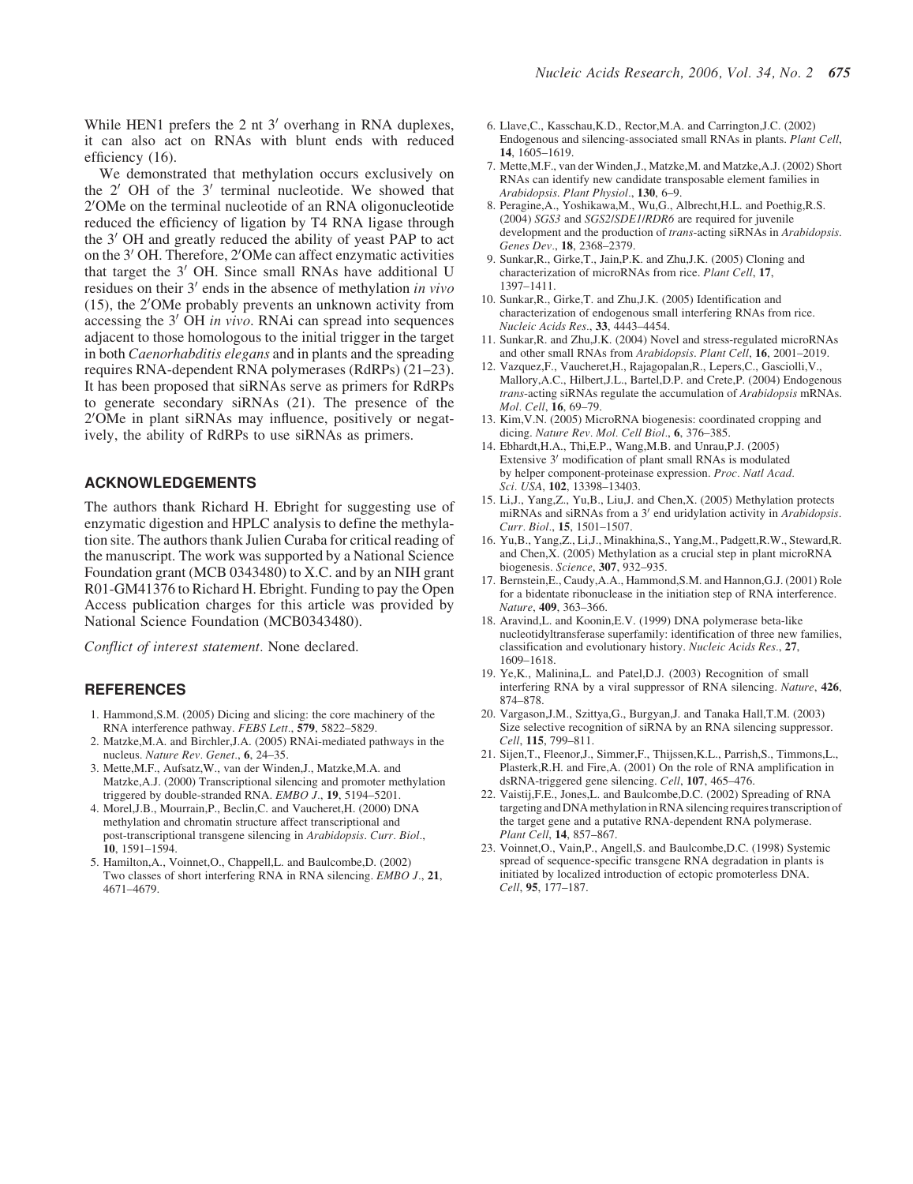While HEN1 prefers the 2 nt 3′ overhang in RNA duplexes, it can also act on RNAs with blunt ends with reduced efficiency (16).

We demonstrated that methylation occurs exclusively on the 2′ OH of the 3′ terminal nucleotide. We showed that 2′OMe on the terminal nucleotide of an RNA oligonucleotide reduced the efficiency of ligation by T4 RNA ligase through the 3′ OH and greatly reduced the ability of yeast PAP to act on the 3′ OH. Therefore, 2′OMe can affect enzymatic activities that target the 3′ OH. Since small RNAs have additional U residues on their 3′ ends in the absence of methylation *in vivo* (15), the 2′OMe probably prevents an unknown activity from accessing the 3′ OH *in vivo*. RNAi can spread into sequences adjacent to those homologous to the initial trigger in the target in both *Caenorhabditis elegans* and in plants and the spreading requires RNA-dependent RNA polymerases (RdRPs) (21–23). It has been proposed that siRNAs serve as primers for RdRPs to generate secondary siRNAs (21). The presence of the 2′OMe in plant siRNAs may influence, positively or negatively, the ability of RdRPs to use siRNAs as primers.

## ACKNOWLEDGEMENTS

The authors thank Richard H. Ebright for suggesting use of enzymatic digestion and HPLC analysis to define the methylation site. The authors thank Julien Curaba for critical reading of the manuscript. The work was supported by a National Science Foundation grant (MCB 0343480) to X.C. and by an NIH grant R01-GM41376 to Richard H. Ebright. Funding to pay the Open Access publication charges for this article was provided by National Science Foundation (MCB0343480).

*Conflict of interest statement*. None declared.

## REFERENCES

1. Hammond,S.M. (2005) Dicing and slicing: the core machinery of the RNA interference pathway. *FEBS Lett*., **579**, 5822–5829.
2. Matzke,M.A. and Birchler,J.A. (2005) RNAi-mediated pathways in the nucleus. *Nature Rev. Genet*., **6**, 24–35.
3. Mette,M.F., Aufsatz,W., van der Winden,J., Matzke,M.A. and Matzke,A.J. (2000) Transcriptional silencing and promoter methylation triggered by double-stranded RNA. *EMBO J*., **19**, 5194–5201.
4. Morel,J.B., Mourrain,P., Beclin,C. and Vaucheret,H. (2000) DNA methylation and chromatin structure affect transcriptional and post-transcriptional transgene silencing in *Arabidopsis*. *Curr. Biol*., **10**, 1591–1594.
5. Hamilton,A., Voinnet,O., Chappell,L. and Baulcombe,D. (2002) Two classes of short interfering RNA in RNA silencing. *EMBO J*., **21**, 4671–4679.
6. Llave,C., Kasschau,K.D., Rector,M.A. and Carrington,J.C. (2002) Endogenous and silencing-associated small RNAs in plants. *Plant Cell*, **14**, 1605–1619.
7. Mette,M.F., van der Winden,J., Matzke,M. and Matzke,A.J. (2002) Short RNAs can identify new candidate transposable element families in *Arabidopsis*. *Plant Physiol*., **130**, 6–9.
8. Peragine,A., Yoshikawa,M., Wu,G., Albrecht,H.L. and Poethig,R.S. (2004) *SGS3* and *SGS2/SDE1/RDR6* are required for juvenile development and the production of *trans*-acting siRNAs in *Arabidopsis*. *Genes Dev*., **18**, 2368–2379.
9. Sunkar,R., Girke,T., Jain,P.K. and Zhu,J.K. (2005) Cloning and characterization of microRNAs from rice. *Plant Cell*, **17**, 1397–1411.
10. Sunkar,R., Girke,T. and Zhu,J.K. (2005) Identification and characterization of endogenous small interfering RNAs from rice. *Nucleic Acids Res*., **33**, 4443–4454.
11. Sunkar,R. and Zhu,J.K. (2004) Novel and stress-regulated microRNAs and other small RNAs from *Arabidopsis*. *Plant Cell*, **16**, 2001–2019.
12. Vazquez,F., Vaucheret,H., Rajagopalan,R., Lepers,C., Gasciolli,V., Mallory,A.C., Hilbert,J.L., Bartel,D.P. and Crete,P. (2004) Endogenous *trans*-acting siRNAs regulate the accumulation of *Arabidopsis* mRNAs. *Mol. Cell*, **16**, 69–79.
13. Kim,V.N. (2005) MicroRNA biogenesis: coordinated cropping and dicing. *Nature Rev. Mol. Cell Biol*., **6**, 376–385.
14. Ebhardt,H.A., Thi,E.P., Wang,M.B. and Unrau,P.J. (2005) Extensive 3′ modification of plant small RNAs is modulated by helper component-proteinase expression. *Proc. Natl Acad. Sci. USA*, **102**, 13398–13403.
15. Li,J., Yang,Z., Yu,B., Liu,J. and Chen,X. (2005) Methylation protects miRNAs and siRNAs from a 3′ end uridylation activity in *Arabidopsis*. *Curr. Biol*., **15**, 1501–1507.
16. Yu,B., Yang,Z., Li,J., Minakhina,S., Yang,M., Padgett,R.W., Steward,R. and Chen,X. (2005) Methylation as a crucial step in plant microRNA biogenesis. *Science*, **307**, 932–935.
17. Bernstein,E., Caudy,A.A., Hammond,S.M. and Hannon,G.J. (2001) Role for a bidentate ribonuclease in the initiation step of RNA interference. *Nature*, **409**, 363–366.
18. Aravind,L. and Koonin,E.V. (1999) DNA polymerase beta-like nucleotidyltransferase superfamily: identification of three new families, classification and evolutionary history. *Nucleic Acids Res*., **27**, 1609–1618.
19. Ye,K., Malinina,L. and Patel,D.J. (2003) Recognition of small interfering RNA by a viral suppressor of RNA silencing. *Nature*, **426**, 874–878.
20. Vargason,J.M., Szittya,G., Burgyan,J. and Tanaka Hall,T.M. (2003) Size selective recognition of siRNA by an RNA silencing suppressor. *Cell*, **115**, 799–811.
21. Sijen,T., Fleenor,J., Simmer,F., Thijssen,K.L., Parrish,S., Timmons,L., Plasterk,R.H. and Fire,A. (2001) On the role of RNA amplification in dsRNA-triggered gene silencing. *Cell*, **107**, 465–476.
22. Vaistij,F.E., Jones,L. and Baulcombe,D.C. (2002) Spreading of RNA targeting and DNA methylation in RNA silencing requires transcription of the target gene and a putative RNA-dependent RNA polymerase. *Plant Cell*, **14**, 857–867.
23. Voinnet,O., Vain,P., Angell,S. and Baulcombe,D.C. (1998) Systemic spread of sequence-specific transgene RNA degradation in plants is initiated by localized introduction of ectopic promoterless DNA. *Cell*, **95**, 177–187.